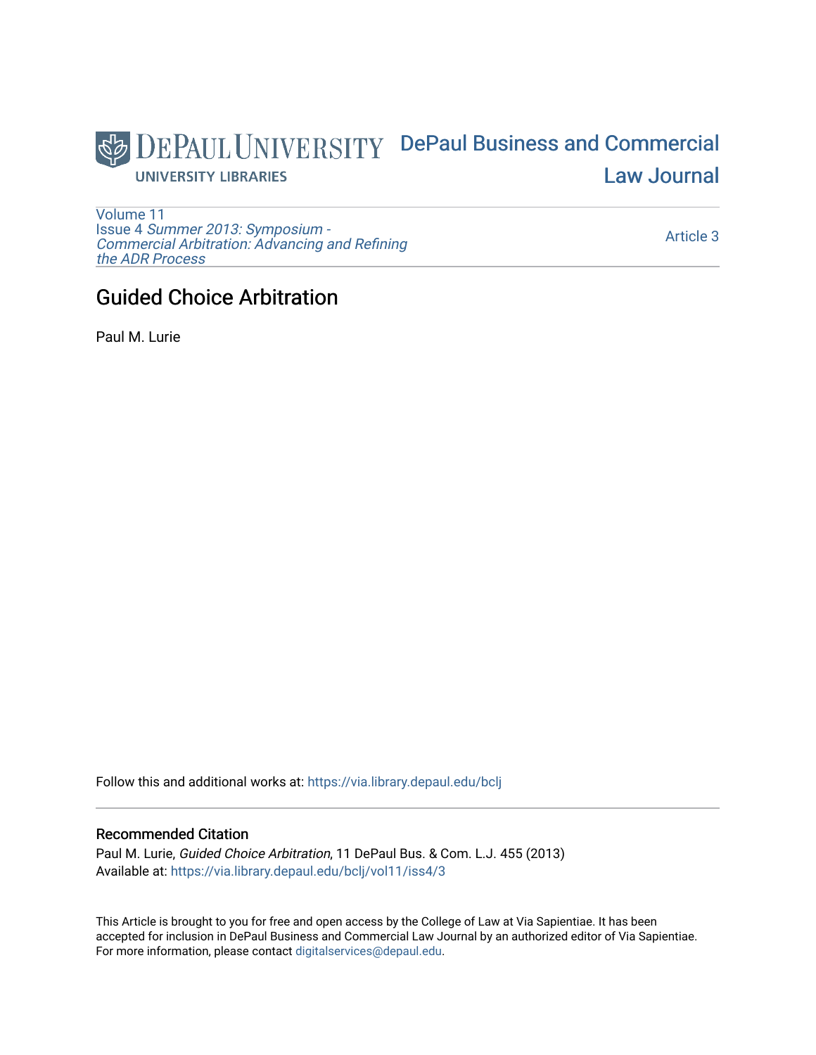DePaul University Libraries

DePaul Business and Commercial Law Journal

Volume 11
Issue 4 *Summer 2013: Symposium - Commercial Arbitration: Advancing and Refining the ADR Process*

Article 3

# Guided Choice Arbitration

Paul M. Lurie

Follow this and additional works at: https://via.library.depaul.edu/bclj

## Recommended Citation

Paul M. Lurie, *Guided Choice Arbitration*, 11 DePaul Bus. & Com. L.J. 455 (2013)
Available at: https://via.library.depaul.edu/bclj/vol11/iss4/3

This Article is brought to you for free and open access by the College of Law at Via Sapientiae. It has been accepted for inclusion in DePaul Business and Commercial Law Journal by an authorized editor of Via Sapientiae. For more information, please contact digitalservices@depaul.edu.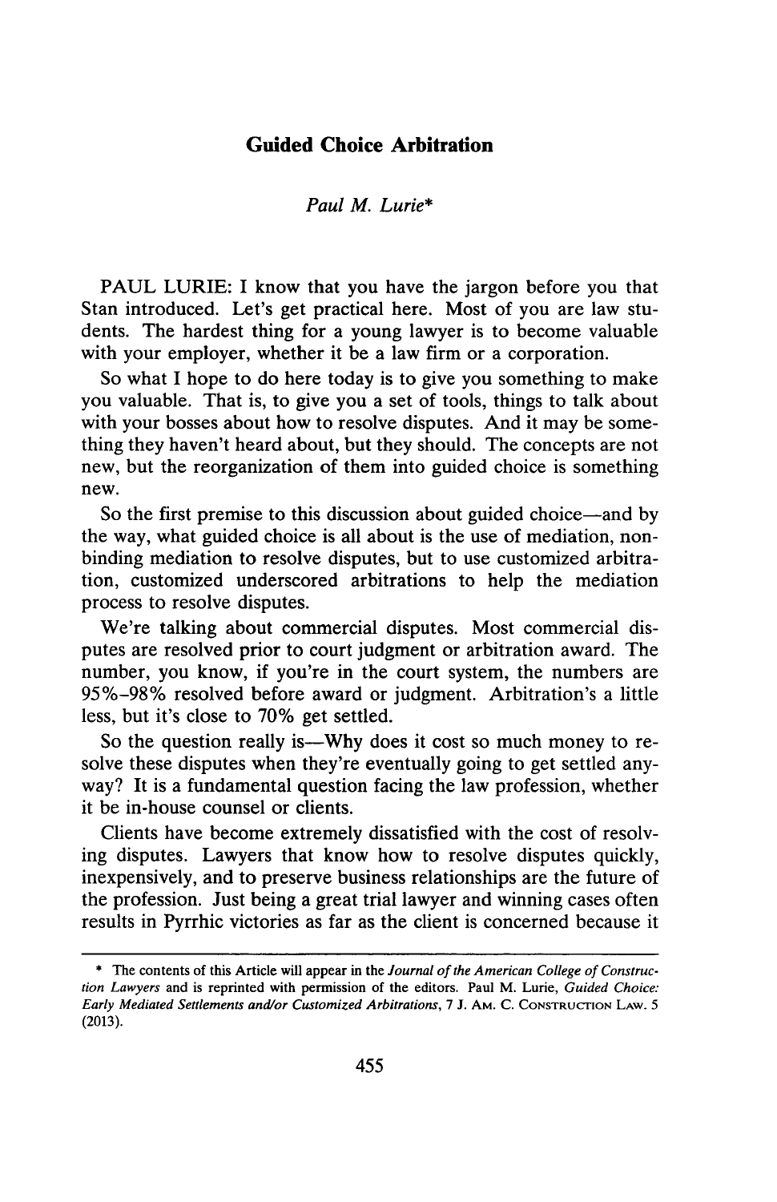## Guided Choice Arbitration

*Paul M. Lurie\**

PAUL LURIE: I know that you have the jargon before you that Stan introduced. Let's get practical here. Most of you are law students. The hardest thing for a young lawyer is to become valuable with your employer, whether it be a law firm or a corporation.

So what I hope to do here today is to give you something to make you valuable. That is, to give you a set of tools, things to talk about with your bosses about how to resolve disputes. And it may be something they haven't heard about, but they should. The concepts are not new, but the reorganization of them into guided choice is something new.

So the first premise to this discussion about guided choice—and by the way, what guided choice is all about is the use of mediation, non-binding mediation to resolve disputes, but to use customized arbitration, customized underscored arbitrations to help the mediation process to resolve disputes.

We're talking about commercial disputes. Most commercial disputes are resolved prior to court judgment or arbitration award. The number, you know, if you're in the court system, the numbers are 95%–98% resolved before award or judgment. Arbitration's a little less, but it's close to 70% get settled.

So the question really is—Why does it cost so much money to resolve these disputes when they're eventually going to get settled anyway? It is a fundamental question facing the law profession, whether it be in-house counsel or clients.

Clients have become extremely dissatisfied with the cost of resolving disputes. Lawyers that know how to resolve disputes quickly, inexpensively, and to preserve business relationships are the future of the profession. Just being a great trial lawyer and winning cases often results in Pyrrhic victories as far as the client is concerned because it

---

\* The contents of this Article will appear in the *Journal of the American College of Construction Lawyers* and is reprinted with permission of the editors. Paul M. Lurie, *Guided Choice: Early Mediated Settlements and/or Customized Arbitrations*, 7 J. AM. C. CONSTRUCTION LAW. 5 (2013).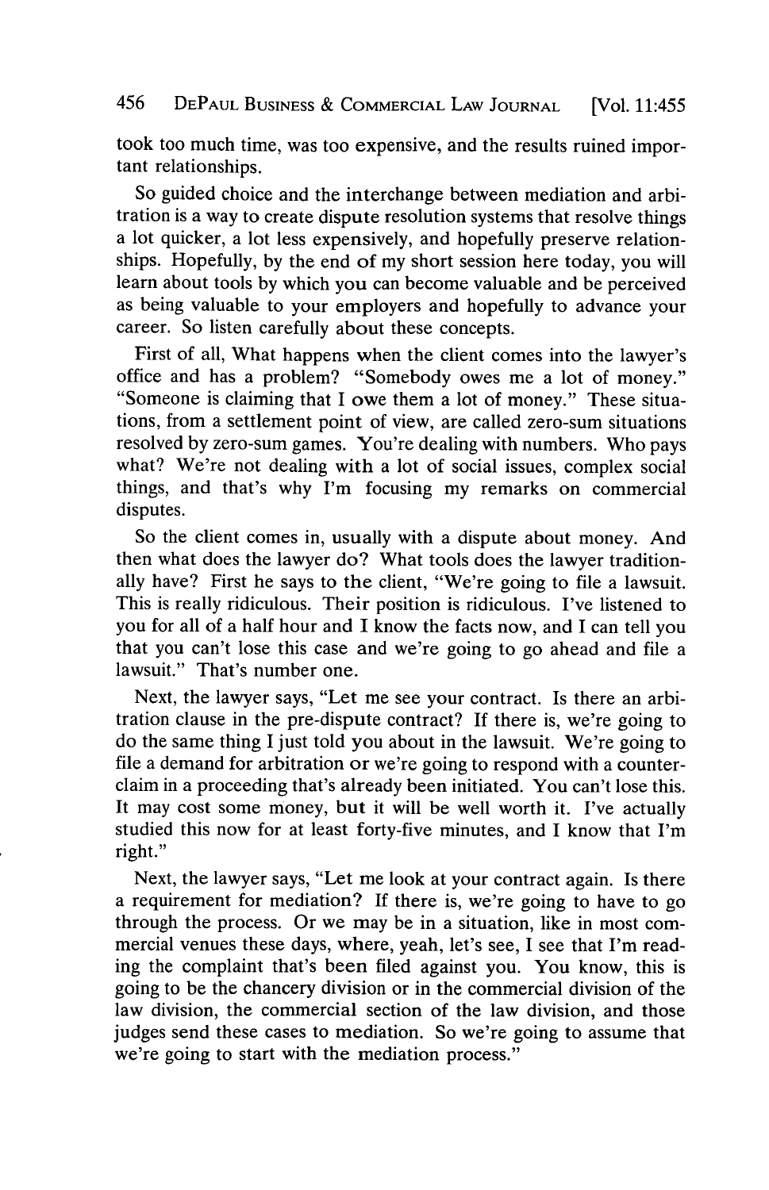took too much time, was too expensive, and the results ruined important relationships.

So guided choice and the interchange between mediation and arbitration is a way to create dispute resolution systems that resolve things a lot quicker, a lot less expensively, and hopefully preserve relationships. Hopefully, by the end of my short session here today, you will learn about tools by which you can become valuable and be perceived as being valuable to your employers and hopefully to advance your career. So listen carefully about these concepts.

First of all, What happens when the client comes into the lawyer's office and has a problem? "Somebody owes me a lot of money." "Someone is claiming that I owe them a lot of money." These situations, from a settlement point of view, are called zero-sum situations resolved by zero-sum games. You're dealing with numbers. Who pays what? We're not dealing with a lot of social issues, complex social things, and that's why I'm focusing my remarks on commercial disputes.

So the client comes in, usually with a dispute about money. And then what does the lawyer do? What tools does the lawyer traditionally have? First he says to the client, "We're going to file a lawsuit. This is really ridiculous. Their position is ridiculous. I've listened to you for all of a half hour and I know the facts now, and I can tell you that you can't lose this case and we're going to go ahead and file a lawsuit." That's number one.

Next, the lawyer says, "Let me see your contract. Is there an arbitration clause in the pre-dispute contract? If there is, we're going to do the same thing I just told you about in the lawsuit. We're going to file a demand for arbitration or we're going to respond with a counterclaim in a proceeding that's already been initiated. You can't lose this. It may cost some money, but it will be well worth it. I've actually studied this now for at least forty-five minutes, and I know that I'm right."

Next, the lawyer says, "Let me look at your contract again. Is there a requirement for mediation? If there is, we're going to have to go through the process. Or we may be in a situation, like in most commercial venues these days, where, yeah, let's see, I see that I'm reading the complaint that's been filed against you. You know, this is going to be the chancery division or in the commercial division of the law division, the commercial section of the law division, and those judges send these cases to mediation. So we're going to assume that we're going to start with the mediation process."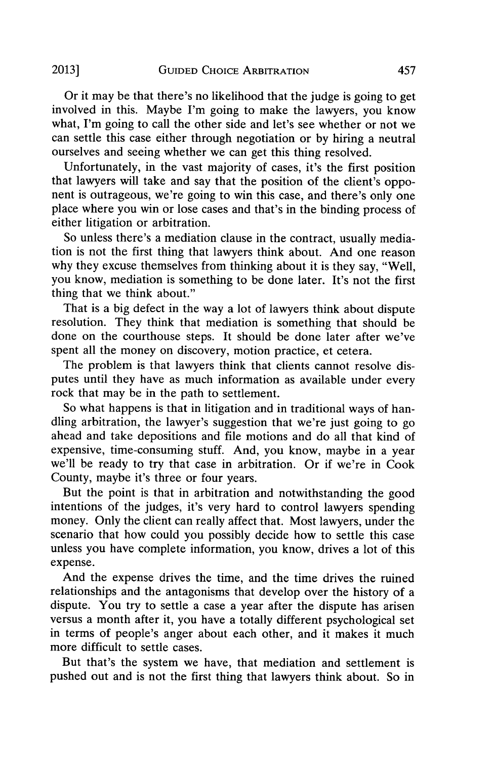Or it may be that there's no likelihood that the judge is going to get involved in this. Maybe I'm going to make the lawyers, you know what, I'm going to call the other side and let's see whether or not we can settle this case either through negotiation or by hiring a neutral ourselves and seeing whether we can get this thing resolved.

Unfortunately, in the vast majority of cases, it's the first position that lawyers will take and say that the position of the client's opponent is outrageous, we're going to win this case, and there's only one place where you win or lose cases and that's in the binding process of either litigation or arbitration.

So unless there's a mediation clause in the contract, usually mediation is not the first thing that lawyers think about. And one reason why they excuse themselves from thinking about it is they say, "Well, you know, mediation is something to be done later. It's not the first thing that we think about."

That is a big defect in the way a lot of lawyers think about dispute resolution. They think that mediation is something that should be done on the courthouse steps. It should be done later after we've spent all the money on discovery, motion practice, et cetera.

The problem is that lawyers think that clients cannot resolve disputes until they have as much information as available under every rock that may be in the path to settlement.

So what happens is that in litigation and in traditional ways of handling arbitration, the lawyer's suggestion that we're just going to go ahead and take depositions and file motions and do all that kind of expensive, time-consuming stuff. And, you know, maybe in a year we'll be ready to try that case in arbitration. Or if we're in Cook County, maybe it's three or four years.

But the point is that in arbitration and notwithstanding the good intentions of the judges, it's very hard to control lawyers spending money. Only the client can really affect that. Most lawyers, under the scenario that how could you possibly decide how to settle this case unless you have complete information, you know, drives a lot of this expense.

And the expense drives the time, and the time drives the ruined relationships and the antagonisms that develop over the history of a dispute. You try to settle a case a year after the dispute has arisen versus a month after it, you have a totally different psychological set in terms of people's anger about each other, and it makes it much more difficult to settle cases.

But that's the system we have, that mediation and settlement is pushed out and is not the first thing that lawyers think about. So in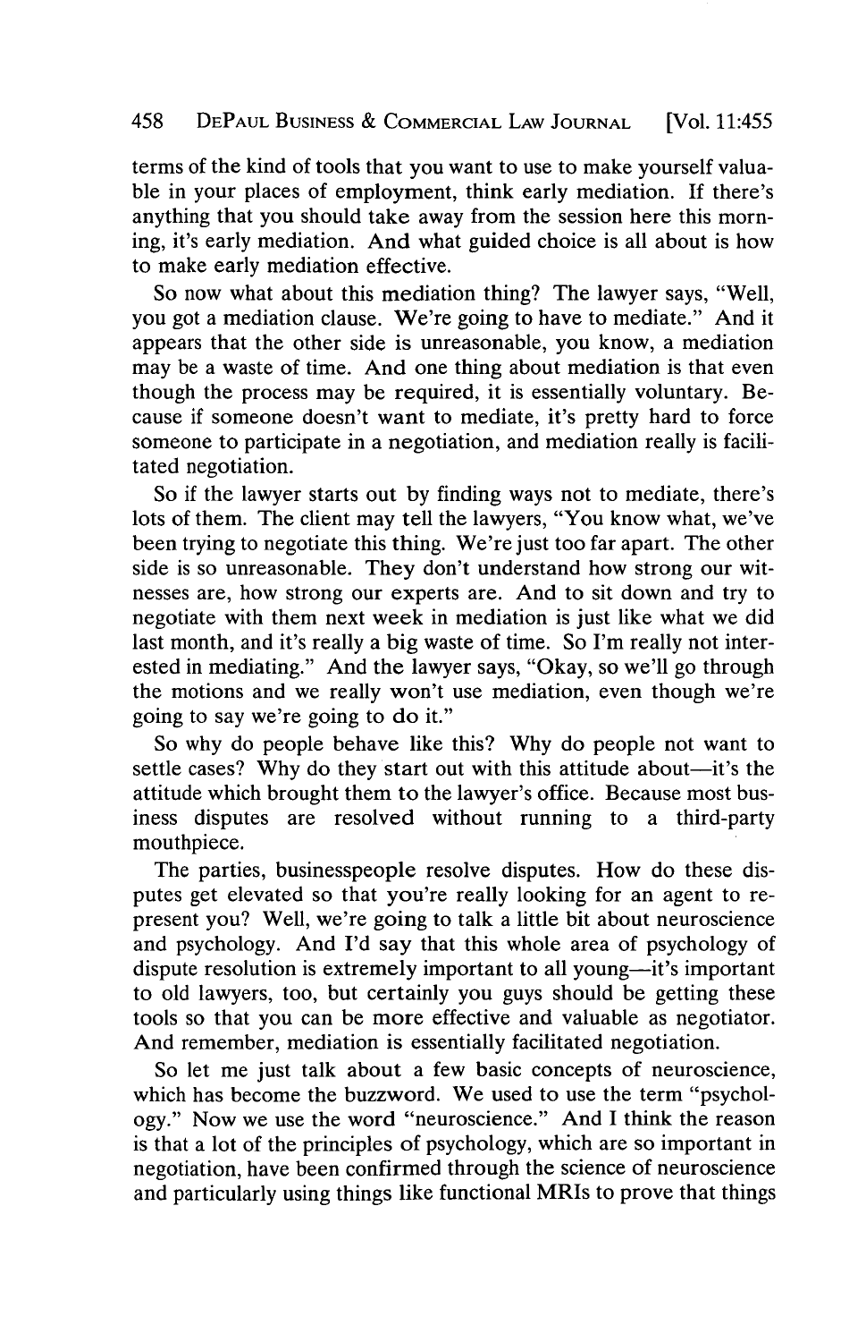terms of the kind of tools that you want to use to make yourself valuable in your places of employment, think early mediation. If there's anything that you should take away from the session here this morning, it's early mediation. And what guided choice is all about is how to make early mediation effective.

So now what about this mediation thing? The lawyer says, "Well, you got a mediation clause. We're going to have to mediate." And it appears that the other side is unreasonable, you know, a mediation may be a waste of time. And one thing about mediation is that even though the process may be required, it is essentially voluntary. Because if someone doesn't want to mediate, it's pretty hard to force someone to participate in a negotiation, and mediation really is facilitated negotiation.

So if the lawyer starts out by finding ways not to mediate, there's lots of them. The client may tell the lawyers, "You know what, we've been trying to negotiate this thing. We're just too far apart. The other side is so unreasonable. They don't understand how strong our witnesses are, how strong our experts are. And to sit down and try to negotiate with them next week in mediation is just like what we did last month, and it's really a big waste of time. So I'm really not interested in mediating." And the lawyer says, "Okay, so we'll go through the motions and we really won't use mediation, even though we're going to say we're going to do it."

So why do people behave like this? Why do people not want to settle cases? Why do they start out with this attitude about—it's the attitude which brought them to the lawyer's office. Because most business disputes are resolved without running to a third-party mouthpiece.

The parties, businesspeople resolve disputes. How do these disputes get elevated so that you're really looking for an agent to represent you? Well, we're going to talk a little bit about neuroscience and psychology. And I'd say that this whole area of psychology of dispute resolution is extremely important to all young—it's important to old lawyers, too, but certainly you guys should be getting these tools so that you can be more effective and valuable as negotiator. And remember, mediation is essentially facilitated negotiation.

So let me just talk about a few basic concepts of neuroscience, which has become the buzzword. We used to use the term "psychology." Now we use the word "neuroscience." And I think the reason is that a lot of the principles of psychology, which are so important in negotiation, have been confirmed through the science of neuroscience and particularly using things like functional MRIs to prove that things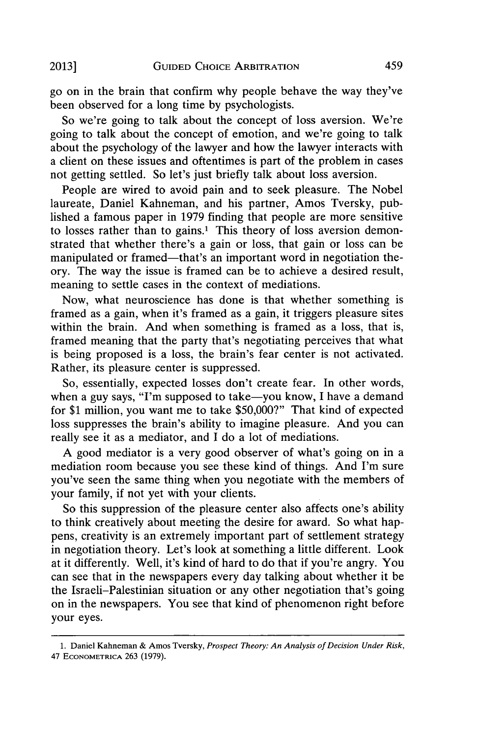go on in the brain that confirm why people behave the way they've been observed for a long time by psychologists.

So we're going to talk about the concept of loss aversion. We're going to talk about the concept of emotion, and we're going to talk about the psychology of the lawyer and how the lawyer interacts with a client on these issues and oftentimes is part of the problem in cases not getting settled. So let's just briefly talk about loss aversion.

People are wired to avoid pain and to seek pleasure. The Nobel laureate, Daniel Kahneman, and his partner, Amos Tversky, published a famous paper in 1979 finding that people are more sensitive to losses rather than to gains.[1] This theory of loss aversion demonstrated that whether there's a gain or loss, that gain or loss can be manipulated or framed—that's an important word in negotiation theory. The way the issue is framed can be to achieve a desired result, meaning to settle cases in the context of mediations.

Now, what neuroscience has done is that whether something is framed as a gain, when it's framed as a gain, it triggers pleasure sites within the brain. And when something is framed as a loss, that is, framed meaning that the party that's negotiating perceives that what is being proposed is a loss, the brain's fear center is not activated. Rather, its pleasure center is suppressed.

So, essentially, expected losses don't create fear. In other words, when a guy says, "I'm supposed to take—you know, I have a demand for $1 million, you want me to take $50,000?" That kind of expected loss suppresses the brain's ability to imagine pleasure. And you can really see it as a mediator, and I do a lot of mediations.

A good mediator is a very good observer of what's going on in a mediation room because you see these kind of things. And I'm sure you've seen the same thing when you negotiate with the members of your family, if not yet with your clients.

So this suppression of the pleasure center also affects one's ability to think creatively about meeting the desire for award. So what happens, creativity is an extremely important part of settlement strategy in negotiation theory. Let's look at something a little different. Look at it differently. Well, it's kind of hard to do that if you're angry. You can see that in the newspapers every day talking about whether it be the Israeli–Palestinian situation or any other negotiation that's going on in the newspapers. You see that kind of phenomenon right before your eyes.

---

1. Daniel Kahneman & Amos Tversky, *Prospect Theory: An Analysis of Decision Under Risk*, 47 Econometrica 263 (1979).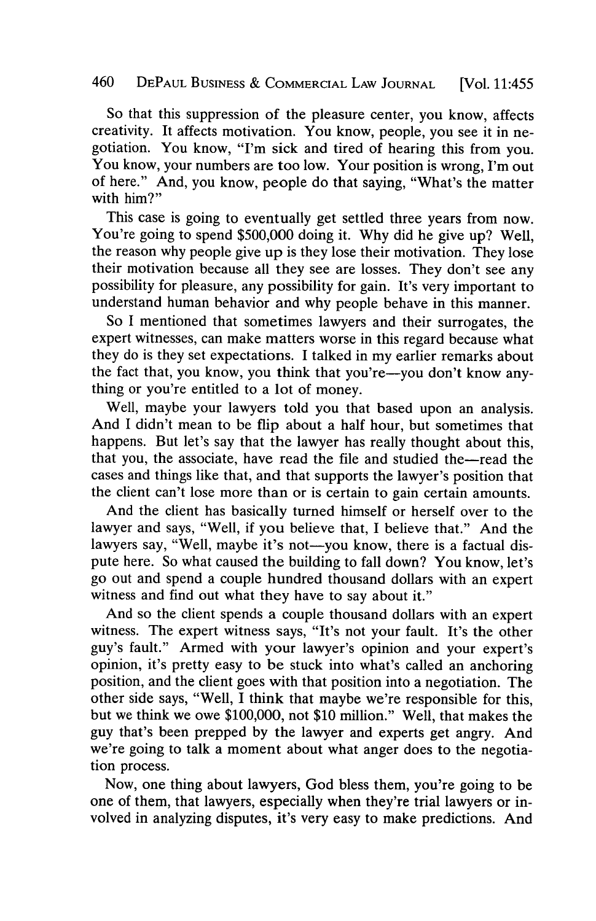So that this suppression of the pleasure center, you know, affects creativity. It affects motivation. You know, people, you see it in negotiation. You know, "I'm sick and tired of hearing this from you. You know, your numbers are too low. Your position is wrong, I'm out of here." And, you know, people do that saying, "What's the matter with him?"

This case is going to eventually get settled three years from now. You're going to spend $500,000 doing it. Why did he give up? Well, the reason why people give up is they lose their motivation. They lose their motivation because all they see are losses. They don't see any possibility for pleasure, any possibility for gain. It's very important to understand human behavior and why people behave in this manner.

So I mentioned that sometimes lawyers and their surrogates, the expert witnesses, can make matters worse in this regard because what they do is they set expectations. I talked in my earlier remarks about the fact that, you know, you think that you're—you don't know anything or you're entitled to a lot of money.

Well, maybe your lawyers told you that based upon an analysis. And I didn't mean to be flip about a half hour, but sometimes that happens. But let's say that the lawyer has really thought about this, that you, the associate, have read the file and studied the—read the cases and things like that, and that supports the lawyer's position that the client can't lose more than or is certain to gain certain amounts.

And the client has basically turned himself or herself over to the lawyer and says, "Well, if you believe that, I believe that." And the lawyers say, "Well, maybe it's not—you know, there is a factual dispute here. So what caused the building to fall down? You know, let's go out and spend a couple hundred thousand dollars with an expert witness and find out what they have to say about it."

And so the client spends a couple thousand dollars with an expert witness. The expert witness says, "It's not your fault. It's the other guy's fault." Armed with your lawyer's opinion and your expert's opinion, it's pretty easy to be stuck into what's called an anchoring position, and the client goes with that position into a negotiation. The other side says, "Well, I think that maybe we're responsible for this, but we think we owe $100,000, not $10 million." Well, that makes the guy that's been prepped by the lawyer and experts get angry. And we're going to talk a moment about what anger does to the negotiation process.

Now, one thing about lawyers, God bless them, you're going to be one of them, that lawyers, especially when they're trial lawyers or involved in analyzing disputes, it's very easy to make predictions. And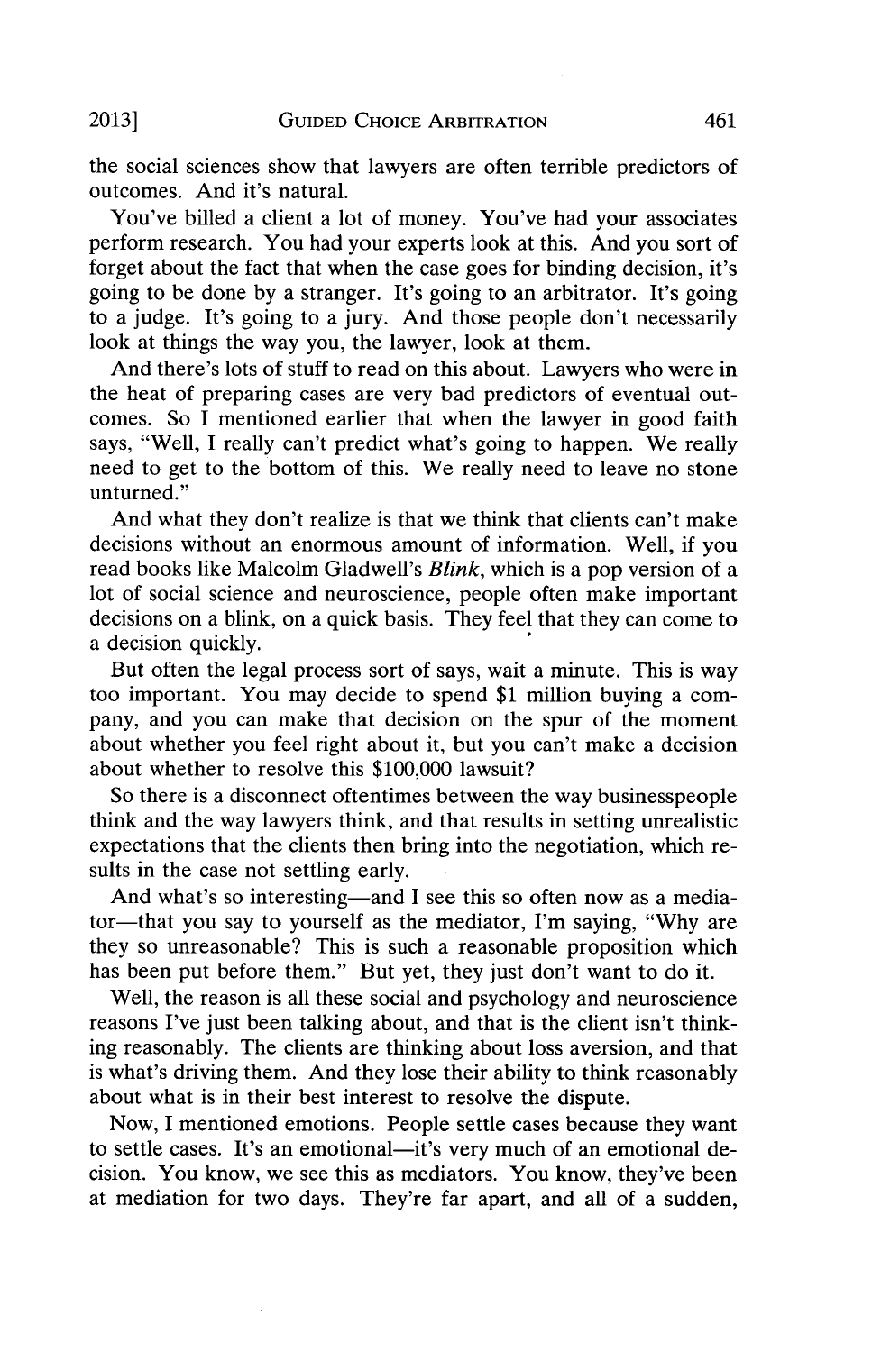the social sciences show that lawyers are often terrible predictors of outcomes. And it's natural.

You've billed a client a lot of money. You've had your associates perform research. You had your experts look at this. And you sort of forget about the fact that when the case goes for binding decision, it's going to be done by a stranger. It's going to an arbitrator. It's going to a judge. It's going to a jury. And those people don't necessarily look at things the way you, the lawyer, look at them.

And there's lots of stuff to read on this about. Lawyers who were in the heat of preparing cases are very bad predictors of eventual outcomes. So I mentioned earlier that when the lawyer in good faith says, "Well, I really can't predict what's going to happen. We really need to get to the bottom of this. We really need to leave no stone unturned."

And what they don't realize is that we think that clients can't make decisions without an enormous amount of information. Well, if you read books like Malcolm Gladwell's *Blink*, which is a pop version of a lot of social science and neuroscience, people often make important decisions on a blink, on a quick basis. They feel that they can come to a decision quickly.

But often the legal process sort of says, wait a minute. This is way too important. You may decide to spend $1 million buying a company, and you can make that decision on the spur of the moment about whether you feel right about it, but you can't make a decision about whether to resolve this $100,000 lawsuit?

So there is a disconnect oftentimes between the way businesspeople think and the way lawyers think, and that results in setting unrealistic expectations that the clients then bring into the negotiation, which results in the case not settling early.

And what's so interesting—and I see this so often now as a mediator—that you say to yourself as the mediator, I'm saying, "Why are they so unreasonable? This is such a reasonable proposition which has been put before them." But yet, they just don't want to do it.

Well, the reason is all these social and psychology and neuroscience reasons I've just been talking about, and that is the client isn't thinking reasonably. The clients are thinking about loss aversion, and that is what's driving them. And they lose their ability to think reasonably about what is in their best interest to resolve the dispute.

Now, I mentioned emotions. People settle cases because they want to settle cases. It's an emotional—it's very much of an emotional decision. You know, we see this as mediators. You know, they've been at mediation for two days. They're far apart, and all of a sudden,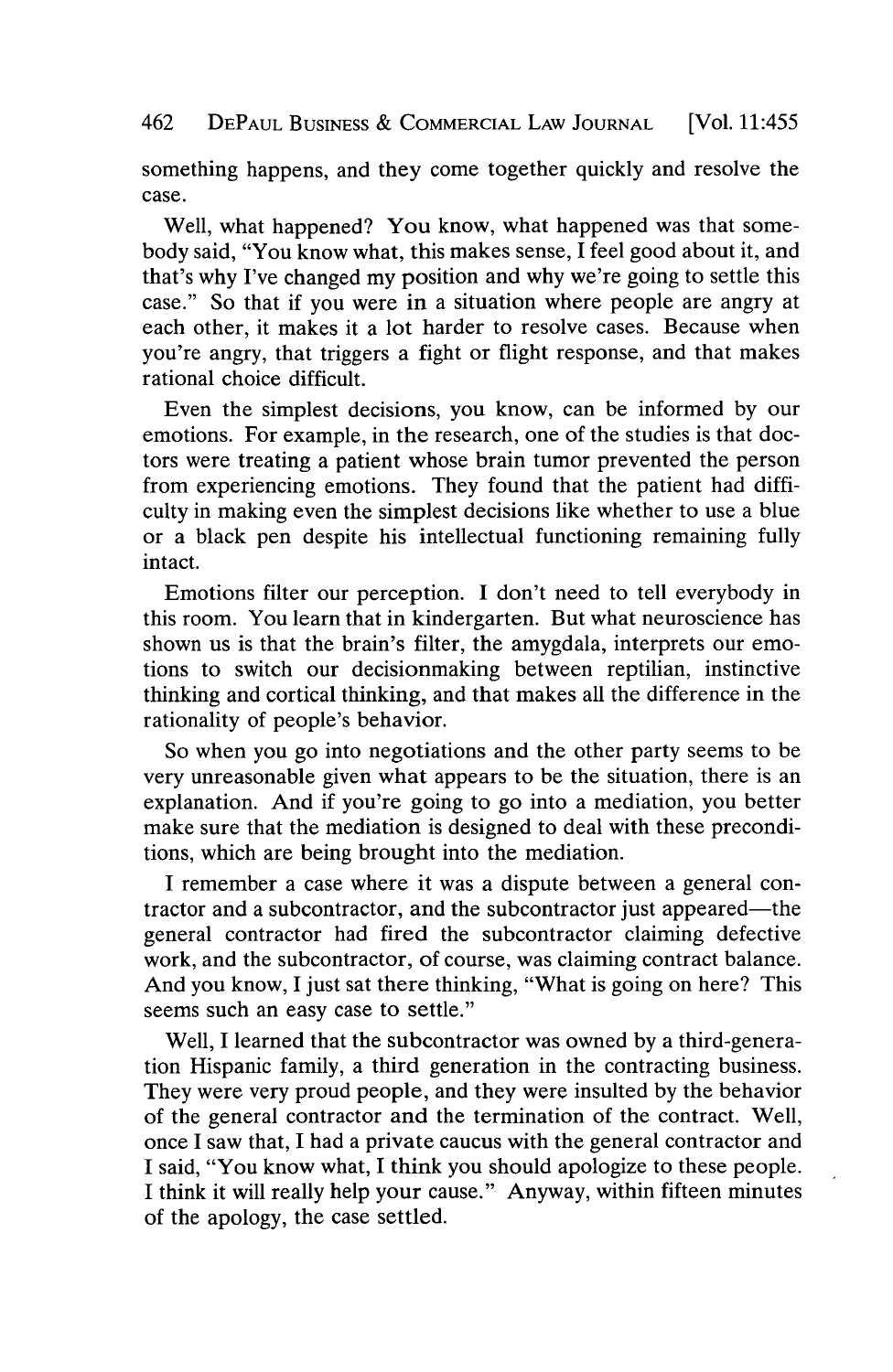something happens, and they come together quickly and resolve the case.

Well, what happened? You know, what happened was that somebody said, "You know what, this makes sense, I feel good about it, and that's why I've changed my position and why we're going to settle this case." So that if you were in a situation where people are angry at each other, it makes it a lot harder to resolve cases. Because when you're angry, that triggers a fight or flight response, and that makes rational choice difficult.

Even the simplest decisions, you know, can be informed by our emotions. For example, in the research, one of the studies is that doctors were treating a patient whose brain tumor prevented the person from experiencing emotions. They found that the patient had difficulty in making even the simplest decisions like whether to use a blue or a black pen despite his intellectual functioning remaining fully intact.

Emotions filter our perception. I don't need to tell everybody in this room. You learn that in kindergarten. But what neuroscience has shown us is that the brain's filter, the amygdala, interprets our emotions to switch our decisionmaking between reptilian, instinctive thinking and cortical thinking, and that makes all the difference in the rationality of people's behavior.

So when you go into negotiations and the other party seems to be very unreasonable given what appears to be the situation, there is an explanation. And if you're going to go into a mediation, you better make sure that the mediation is designed to deal with these preconditions, which are being brought into the mediation.

I remember a case where it was a dispute between a general contractor and a subcontractor, and the subcontractor just appeared—the general contractor had fired the subcontractor claiming defective work, and the subcontractor, of course, was claiming contract balance. And you know, I just sat there thinking, "What is going on here? This seems such an easy case to settle."

Well, I learned that the subcontractor was owned by a third-generation Hispanic family, a third generation in the contracting business. They were very proud people, and they were insulted by the behavior of the general contractor and the termination of the contract. Well, once I saw that, I had a private caucus with the general contractor and I said, "You know what, I think you should apologize to these people. I think it will really help your cause." Anyway, within fifteen minutes of the apology, the case settled.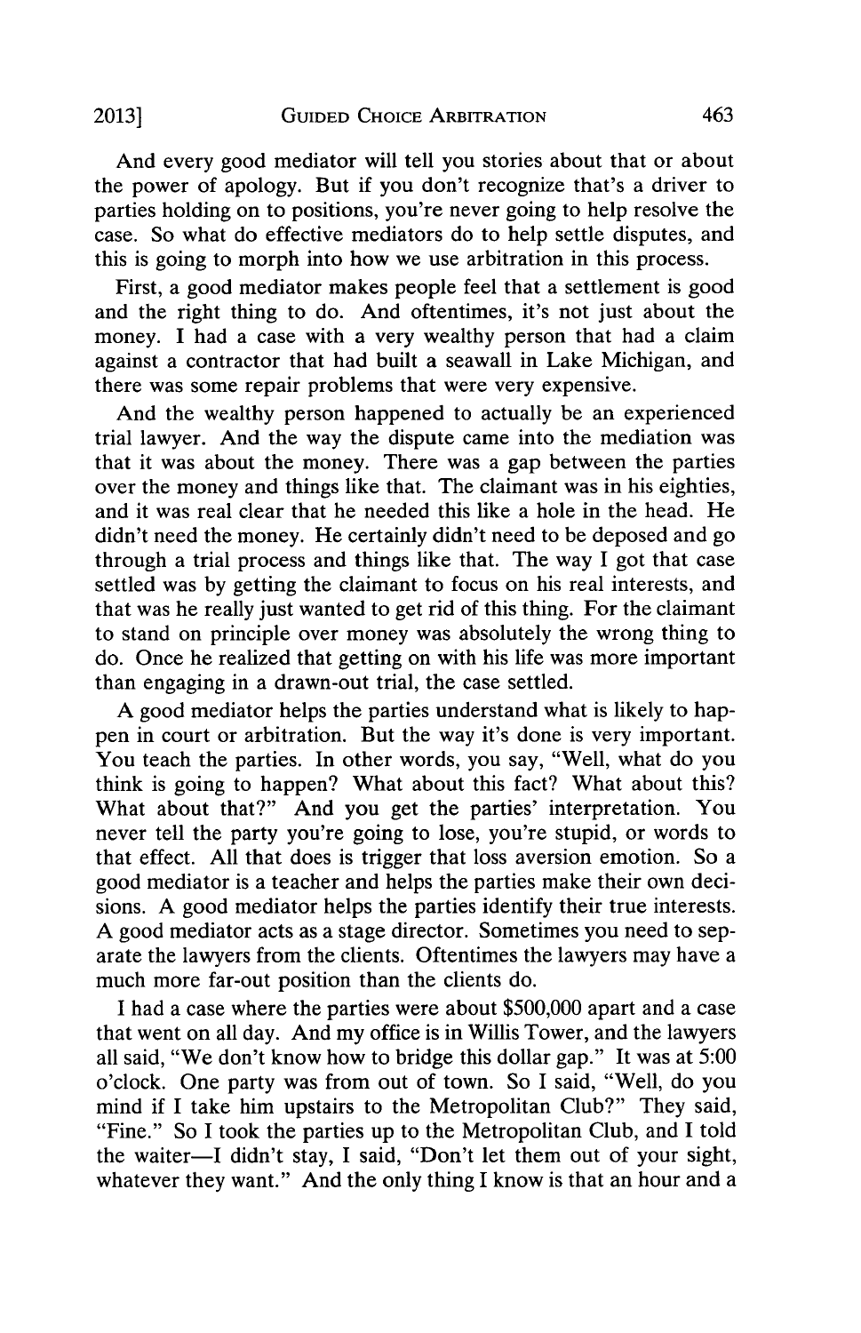And every good mediator will tell you stories about that or about the power of apology. But if you don't recognize that's a driver to parties holding on to positions, you're never going to help resolve the case. So what do effective mediators do to help settle disputes, and this is going to morph into how we use arbitration in this process.

First, a good mediator makes people feel that a settlement is good and the right thing to do. And oftentimes, it's not just about the money. I had a case with a very wealthy person that had a claim against a contractor that had built a seawall in Lake Michigan, and there was some repair problems that were very expensive.

And the wealthy person happened to actually be an experienced trial lawyer. And the way the dispute came into the mediation was that it was about the money. There was a gap between the parties over the money and things like that. The claimant was in his eighties, and it was real clear that he needed this like a hole in the head. He didn't need the money. He certainly didn't need to be deposed and go through a trial process and things like that. The way I got that case settled was by getting the claimant to focus on his real interests, and that was he really just wanted to get rid of this thing. For the claimant to stand on principle over money was absolutely the wrong thing to do. Once he realized that getting on with his life was more important than engaging in a drawn-out trial, the case settled.

A good mediator helps the parties understand what is likely to happen in court or arbitration. But the way it's done is very important. You teach the parties. In other words, you say, "Well, what do you think is going to happen? What about this fact? What about this? What about that?" And you get the parties' interpretation. You never tell the party you're going to lose, you're stupid, or words to that effect. All that does is trigger that loss aversion emotion. So a good mediator is a teacher and helps the parties make their own decisions. A good mediator helps the parties identify their true interests. A good mediator acts as a stage director. Sometimes you need to separate the lawyers from the clients. Oftentimes the lawyers may have a much more far-out position than the clients do.

I had a case where the parties were about $500,000 apart and a case that went on all day. And my office is in Willis Tower, and the lawyers all said, "We don't know how to bridge this dollar gap." It was at 5:00 o'clock. One party was from out of town. So I said, "Well, do you mind if I take him upstairs to the Metropolitan Club?" They said, "Fine." So I took the parties up to the Metropolitan Club, and I told the waiter—I didn't stay, I said, "Don't let them out of your sight, whatever they want." And the only thing I know is that an hour and a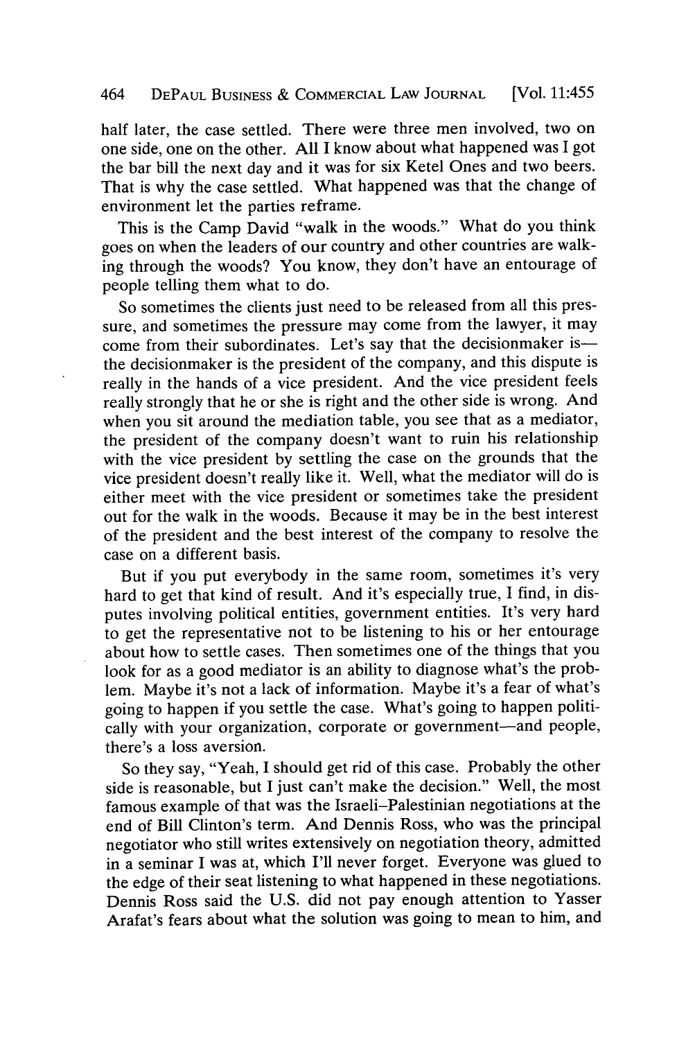half later, the case settled. There were three men involved, two on one side, one on the other. All I know about what happened was I got the bar bill the next day and it was for six Ketel Ones and two beers. That is why the case settled. What happened was that the change of environment let the parties reframe.

This is the Camp David "walk in the woods." What do you think goes on when the leaders of our country and other countries are walking through the woods? You know, they don't have an entourage of people telling them what to do.

So sometimes the clients just need to be released from all this pressure, and sometimes the pressure may come from the lawyer, it may come from their subordinates. Let's say that the decisionmaker is—the decisionmaker is the president of the company, and this dispute is really in the hands of a vice president. And the vice president feels really strongly that he or she is right and the other side is wrong. And when you sit around the mediation table, you see that as a mediator, the president of the company doesn't want to ruin his relationship with the vice president by settling the case on the grounds that the vice president doesn't really like it. Well, what the mediator will do is either meet with the vice president or sometimes take the president out for the walk in the woods. Because it may be in the best interest of the president and the best interest of the company to resolve the case on a different basis.

But if you put everybody in the same room, sometimes it's very hard to get that kind of result. And it's especially true, I find, in disputes involving political entities, government entities. It's very hard to get the representative not to be listening to his or her entourage about how to settle cases. Then sometimes one of the things that you look for as a good mediator is an ability to diagnose what's the problem. Maybe it's not a lack of information. Maybe it's a fear of what's going to happen if you settle the case. What's going to happen politically with your organization, corporate or government—and people, there's a loss aversion.

So they say, "Yeah, I should get rid of this case. Probably the other side is reasonable, but I just can't make the decision." Well, the most famous example of that was the Israeli–Palestinian negotiations at the end of Bill Clinton's term. And Dennis Ross, who was the principal negotiator who still writes extensively on negotiation theory, admitted in a seminar I was at, which I'll never forget. Everyone was glued to the edge of their seat listening to what happened in these negotiations. Dennis Ross said the U.S. did not pay enough attention to Yasser Arafat's fears about what the solution was going to mean to him, and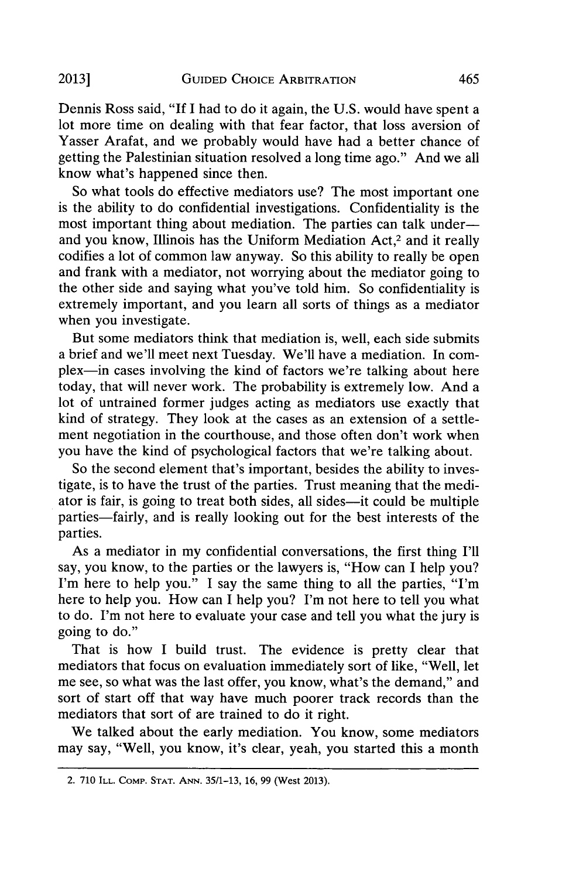Dennis Ross said, "If I had to do it again, the U.S. would have spent a lot more time on dealing with that fear factor, that loss aversion of Yasser Arafat, and we probably would have had a better chance of getting the Palestinian situation resolved a long time ago." And we all know what's happened since then.

So what tools do effective mediators use? The most important one is the ability to do confidential investigations. Confidentiality is the most important thing about mediation. The parties can talk under—and you know, Illinois has the Uniform Mediation Act,[2] and it really codifies a lot of common law anyway. So this ability to really be open and frank with a mediator, not worrying about the mediator going to the other side and saying what you've told him. So confidentiality is extremely important, and you learn all sorts of things as a mediator when you investigate.

But some mediators think that mediation is, well, each side submits a brief and we'll meet next Tuesday. We'll have a mediation. In complex—in cases involving the kind of factors we're talking about here today, that will never work. The probability is extremely low. And a lot of untrained former judges acting as mediators use exactly that kind of strategy. They look at the cases as an extension of a settlement negotiation in the courthouse, and those often don't work when you have the kind of psychological factors that we're talking about.

So the second element that's important, besides the ability to investigate, is to have the trust of the parties. Trust meaning that the mediator is fair, is going to treat both sides, all sides—it could be multiple parties—fairly, and is really looking out for the best interests of the parties.

As a mediator in my confidential conversations, the first thing I'll say, you know, to the parties or the lawyers is, "How can I help you? I'm here to help you." I say the same thing to all the parties, "I'm here to help you. How can I help you? I'm not here to tell you what to do. I'm not here to evaluate your case and tell you what the jury is going to do."

That is how I build trust. The evidence is pretty clear that mediators that focus on evaluation immediately sort of like, "Well, let me see, so what was the last offer, you know, what's the demand," and sort of start off that way have much poorer track records than the mediators that sort of are trained to do it right.

We talked about the early mediation. You know, some mediators may say, "Well, you know, it's clear, yeah, you started this a month

---

2. 710 Ill. Comp. Stat. Ann. 35/1–13, 16, 99 (West 2013).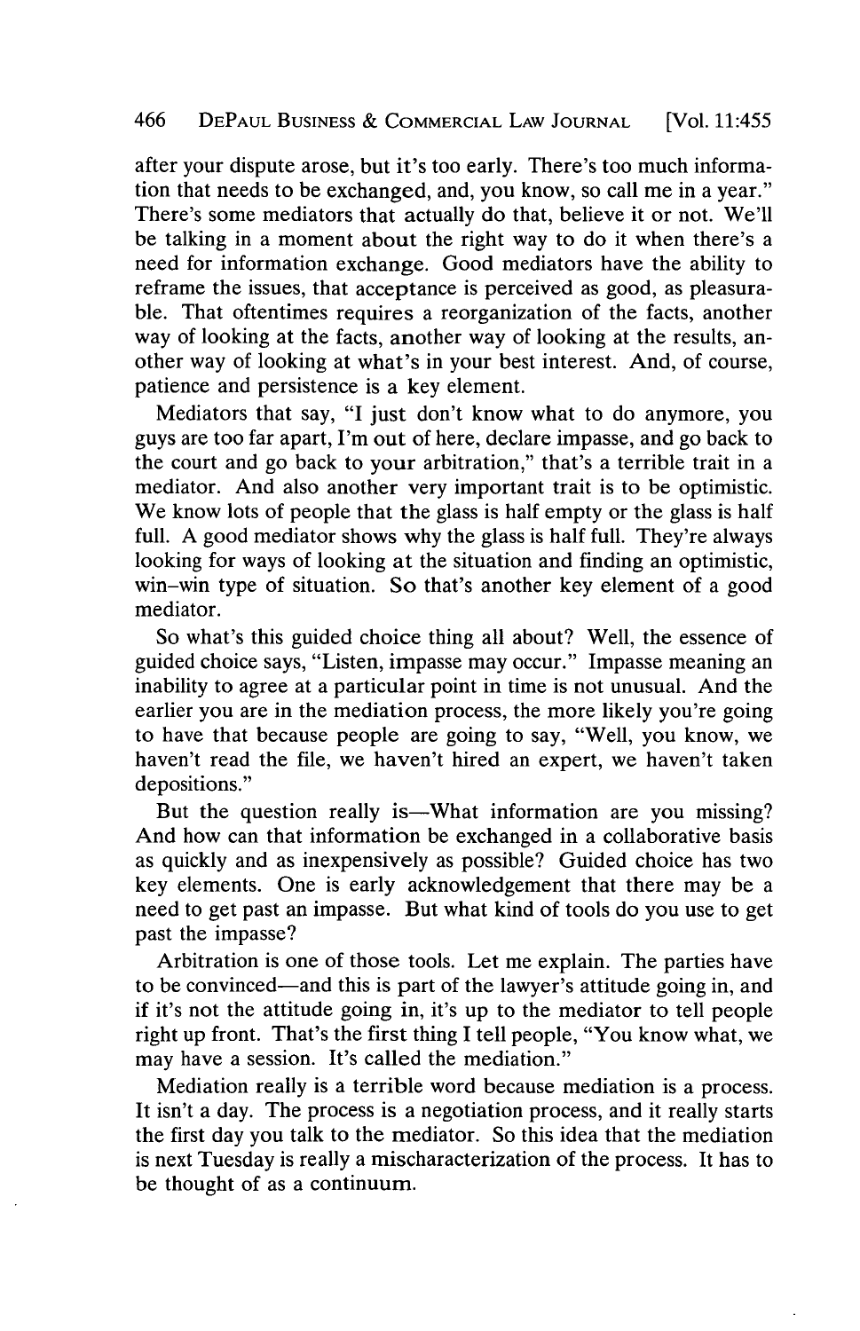after your dispute arose, but it's too early. There's too much information that needs to be exchanged, and, you know, so call me in a year." There's some mediators that actually do that, believe it or not. We'll be talking in a moment about the right way to do it when there's a need for information exchange. Good mediators have the ability to reframe the issues, that acceptance is perceived as good, as pleasurable. That oftentimes requires a reorganization of the facts, another way of looking at the facts, another way of looking at the results, another way of looking at what's in your best interest. And, of course, patience and persistence is a key element.

Mediators that say, "I just don't know what to do anymore, you guys are too far apart, I'm out of here, declare impasse, and go back to the court and go back to your arbitration," that's a terrible trait in a mediator. And also another very important trait is to be optimistic. We know lots of people that the glass is half empty or the glass is half full. A good mediator shows why the glass is half full. They're always looking for ways of looking at the situation and finding an optimistic, win–win type of situation. So that's another key element of a good mediator.

So what's this guided choice thing all about? Well, the essence of guided choice says, "Listen, impasse may occur." Impasse meaning an inability to agree at a particular point in time is not unusual. And the earlier you are in the mediation process, the more likely you're going to have that because people are going to say, "Well, you know, we haven't read the file, we haven't hired an expert, we haven't taken depositions."

But the question really is—What information are you missing? And how can that information be exchanged in a collaborative basis as quickly and as inexpensively as possible? Guided choice has two key elements. One is early acknowledgement that there may be a need to get past an impasse. But what kind of tools do you use to get past the impasse?

Arbitration is one of those tools. Let me explain. The parties have to be convinced—and this is part of the lawyer's attitude going in, and if it's not the attitude going in, it's up to the mediator to tell people right up front. That's the first thing I tell people, "You know what, we may have a session. It's called the mediation."

Mediation really is a terrible word because mediation is a process. It isn't a day. The process is a negotiation process, and it really starts the first day you talk to the mediator. So this idea that the mediation is next Tuesday is really a mischaracterization of the process. It has to be thought of as a continuum.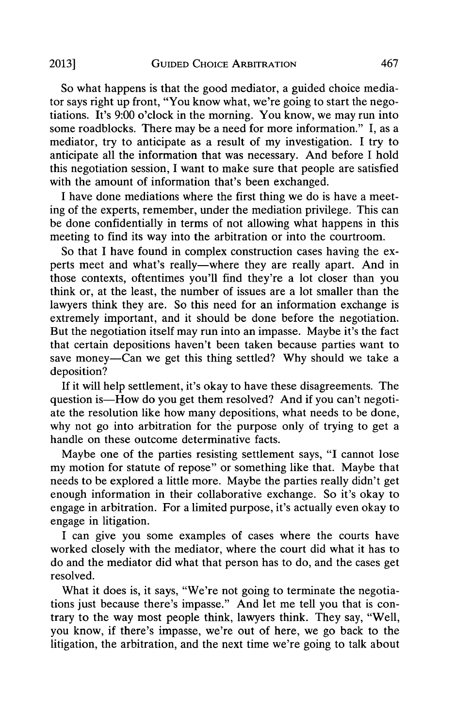So what happens is that the good mediator, a guided choice mediator says right up front, "You know what, we're going to start the negotiations. It's 9:00 o'clock in the morning. You know, we may run into some roadblocks. There may be a need for more information." I, as a mediator, try to anticipate as a result of my investigation. I try to anticipate all the information that was necessary. And before I hold this negotiation session, I want to make sure that people are satisfied with the amount of information that's been exchanged.

I have done mediations where the first thing we do is have a meeting of the experts, remember, under the mediation privilege. This can be done confidentially in terms of not allowing what happens in this meeting to find its way into the arbitration or into the courtroom.

So that I have found in complex construction cases having the experts meet and what's really—where they are really apart. And in those contexts, oftentimes you'll find they're a lot closer than you think or, at the least, the number of issues are a lot smaller than the lawyers think they are. So this need for an information exchange is extremely important, and it should be done before the negotiation. But the negotiation itself may run into an impasse. Maybe it's the fact that certain depositions haven't been taken because parties want to save money—Can we get this thing settled? Why should we take a deposition?

If it will help settlement, it's okay to have these disagreements. The question is—How do you get them resolved? And if you can't negotiate the resolution like how many depositions, what needs to be done, why not go into arbitration for the purpose only of trying to get a handle on these outcome determinative facts.

Maybe one of the parties resisting settlement says, "I cannot lose my motion for statute of repose" or something like that. Maybe that needs to be explored a little more. Maybe the parties really didn't get enough information in their collaborative exchange. So it's okay to engage in arbitration. For a limited purpose, it's actually even okay to engage in litigation.

I can give you some examples of cases where the courts have worked closely with the mediator, where the court did what it has to do and the mediator did what that person has to do, and the cases get resolved.

What it does is, it says, "We're not going to terminate the negotiations just because there's impasse." And let me tell you that is contrary to the way most people think, lawyers think. They say, "Well, you know, if there's impasse, we're out of here, we go back to the litigation, the arbitration, and the next time we're going to talk about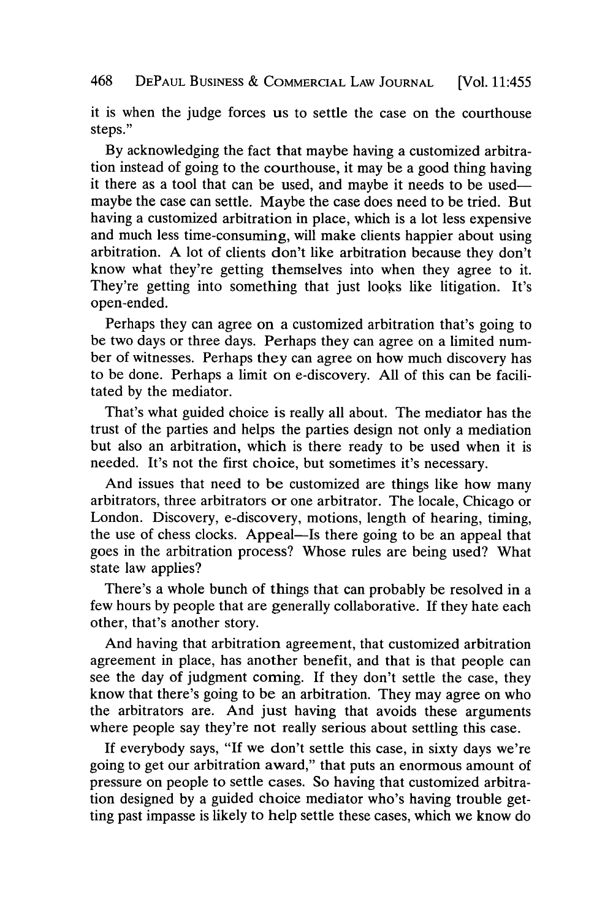it is when the judge forces us to settle the case on the courthouse steps."

By acknowledging the fact that maybe having a customized arbitration instead of going to the courthouse, it may be a good thing having it there as a tool that can be used, and maybe it needs to be used—maybe the case can settle. Maybe the case does need to be tried. But having a customized arbitration in place, which is a lot less expensive and much less time-consuming, will make clients happier about using arbitration. A lot of clients don't like arbitration because they don't know what they're getting themselves into when they agree to it. They're getting into something that just looks like litigation. It's open-ended.

Perhaps they can agree on a customized arbitration that's going to be two days or three days. Perhaps they can agree on a limited number of witnesses. Perhaps they can agree on how much discovery has to be done. Perhaps a limit on e-discovery. All of this can be facilitated by the mediator.

That's what guided choice is really all about. The mediator has the trust of the parties and helps the parties design not only a mediation but also an arbitration, which is there ready to be used when it is needed. It's not the first choice, but sometimes it's necessary.

And issues that need to be customized are things like how many arbitrators, three arbitrators or one arbitrator. The locale, Chicago or London. Discovery, e-discovery, motions, length of hearing, timing, the use of chess clocks. Appeal—Is there going to be an appeal that goes in the arbitration process? Whose rules are being used? What state law applies?

There's a whole bunch of things that can probably be resolved in a few hours by people that are generally collaborative. If they hate each other, that's another story.

And having that arbitration agreement, that customized arbitration agreement in place, has another benefit, and that is that people can see the day of judgment coming. If they don't settle the case, they know that there's going to be an arbitration. They may agree on who the arbitrators are. And just having that avoids these arguments where people say they're not really serious about settling this case.

If everybody says, "If we don't settle this case, in sixty days we're going to get our arbitration award," that puts an enormous amount of pressure on people to settle cases. So having that customized arbitration designed by a guided choice mediator who's having trouble getting past impasse is likely to help settle these cases, which we know do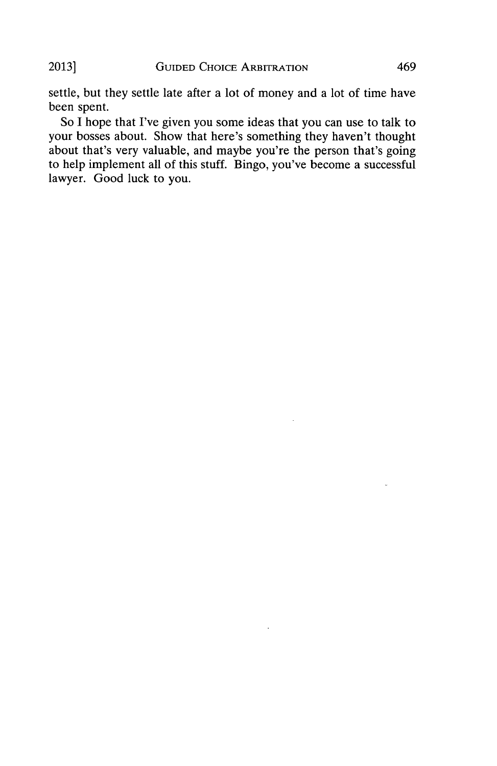settle, but they settle late after a lot of money and a lot of time have been spent.

So I hope that I've given you some ideas that you can use to talk to your bosses about. Show that here's something they haven't thought about that's very valuable, and maybe you're the person that's going to help implement all of this stuff. Bingo, you've become a successful lawyer. Good luck to you.